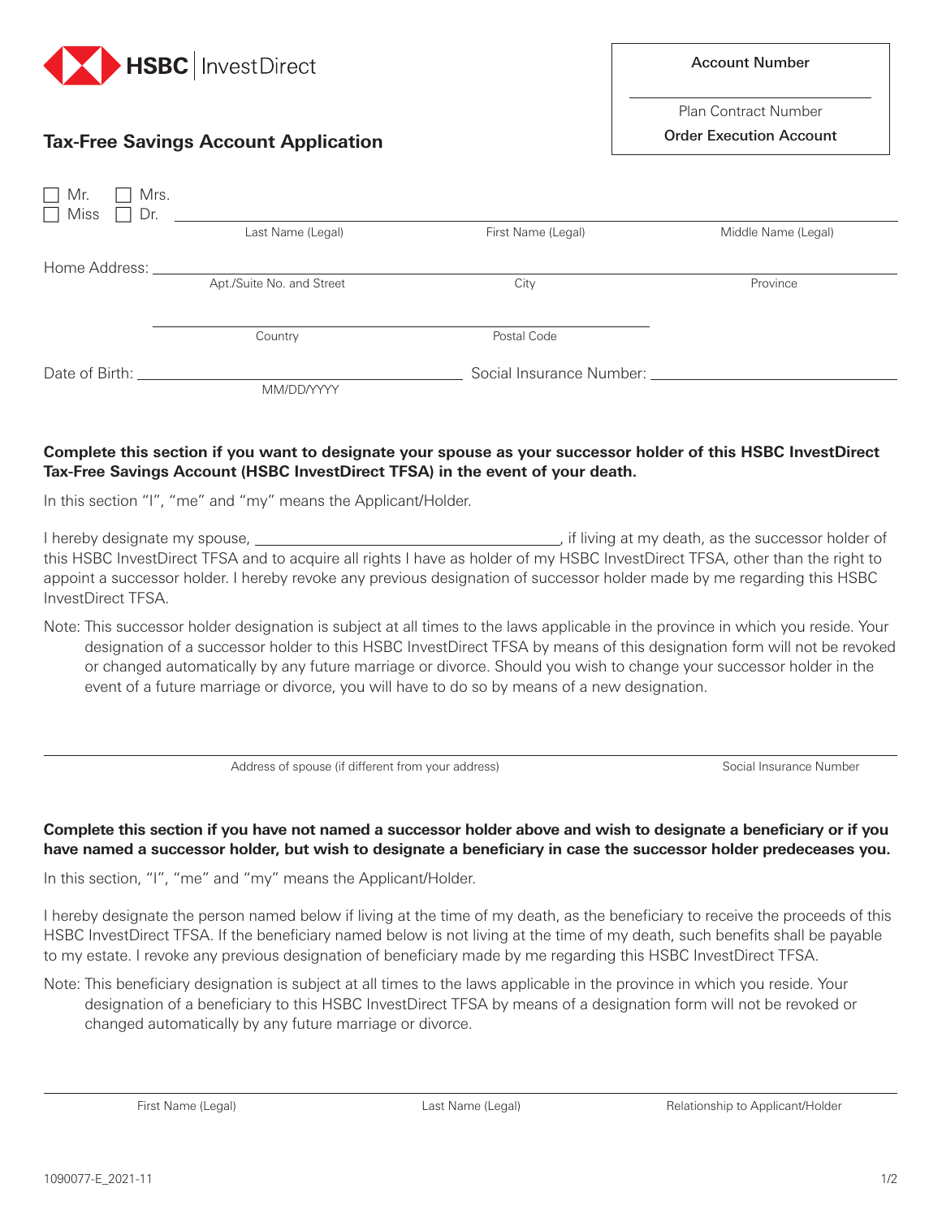HSBC | InvestDirect

| Account Number |
| --- |
| |
| Plan Contract Number |
| **Order Execution Account** |

## Tax-Free Savings Account Application

☐ Mr. ☐ Mrs.
☐ Miss ☐ Dr. \_\_\_\_\_\_\_\_\_\_\_\_\_\_\_\_\_\_\_\_\_\_\_\_\_\_\_\_\_\_\_\_\_\_\_\_\_\_\_\_\_\_\_\_\_\_\_\_

Last Name (Legal) First Name (Legal) Middle Name (Legal)

Home Address: \_\_\_\_\_\_\_\_\_\_\_\_\_\_\_\_\_\_\_\_\_\_\_\_\_\_\_\_\_\_\_\_\_\_\_\_\_\_\_\_\_\_\_\_\_\_\_\_

Apt./Suite No. and Street City Province

\_\_\_\_\_\_\_\_\_\_\_\_\_\_\_\_\_\_\_\_\_\_\_\_\_\_\_\_\_\_\_\_\_\_\_\_

Country Postal Code

Date of Birth: \_\_\_\_\_\_\_\_\_\_\_\_\_\_\_\_\_\_\_\_\_\_ Social Insurance Number: \_\_\_\_\_\_\_\_\_\_\_\_\_\_\_\_\_\_\_\_\_\_

MM/DD/YYYY

**Complete this section if you want to designate your spouse as your successor holder of this HSBC InvestDirect Tax-Free Savings Account (HSBC InvestDirect TFSA) in the event of your death.**

In this section "I", "me" and "my" means the Applicant/Holder.

I hereby designate my spouse, \_\_\_\_\_\_\_\_\_\_\_\_\_\_\_\_\_\_\_\_\_\_\_\_\_\_\_\_\_\_, if living at my death, as the successor holder of this HSBC InvestDirect TFSA and to acquire all rights I have as holder of my HSBC InvestDirect TFSA, other than the right to appoint a successor holder. I hereby revoke any previous designation of successor holder made by me regarding this HSBC InvestDirect TFSA.

Note: This successor holder designation is subject at all times to the laws applicable in the province in which you reside. Your designation of a successor holder to this HSBC InvestDirect TFSA by means of this designation form will not be revoked or changed automatically by any future marriage or divorce. Should you wish to change your successor holder in the event of a future marriage or divorce, you will have to do so by means of a new designation.

\_\_\_\_\_\_\_\_\_\_\_\_\_\_\_\_\_\_\_\_\_\_\_\_\_\_\_\_\_\_\_\_\_\_\_\_\_\_\_\_\_\_\_\_\_\_\_\_\_\_\_\_\_\_\_\_\_\_\_\_

Address of spouse (if different from your address) Social Insurance Number

**Complete this section if you have not named a successor holder above and wish to designate a beneficiary or if you have named a successor holder, but wish to designate a beneficiary in case the successor holder predeceases you.**

In this section, "I", "me" and "my" means the Applicant/Holder.

I hereby designate the person named below if living at the time of my death, as the beneficiary to receive the proceeds of this HSBC InvestDirect TFSA. If the beneficiary named below is not living at the time of my death, such benefits shall be payable to my estate. I revoke any previous designation of beneficiary made by me regarding this HSBC InvestDirect TFSA.

Note: This beneficiary designation is subject at all times to the laws applicable in the province in which you reside. Your designation of a beneficiary to this HSBC InvestDirect TFSA by means of a designation form will not be revoked or changed automatically by any future marriage or divorce.

\_\_\_\_\_\_\_\_\_\_\_\_\_\_\_\_\_\_\_\_\_\_\_\_\_\_\_\_\_\_\_\_\_\_\_\_\_\_\_\_\_\_\_\_\_\_\_\_\_\_\_\_\_\_\_\_\_\_\_\_

First Name (Legal) Last Name (Legal) Relationship to Applicant/Holder

1090077-E_2021-11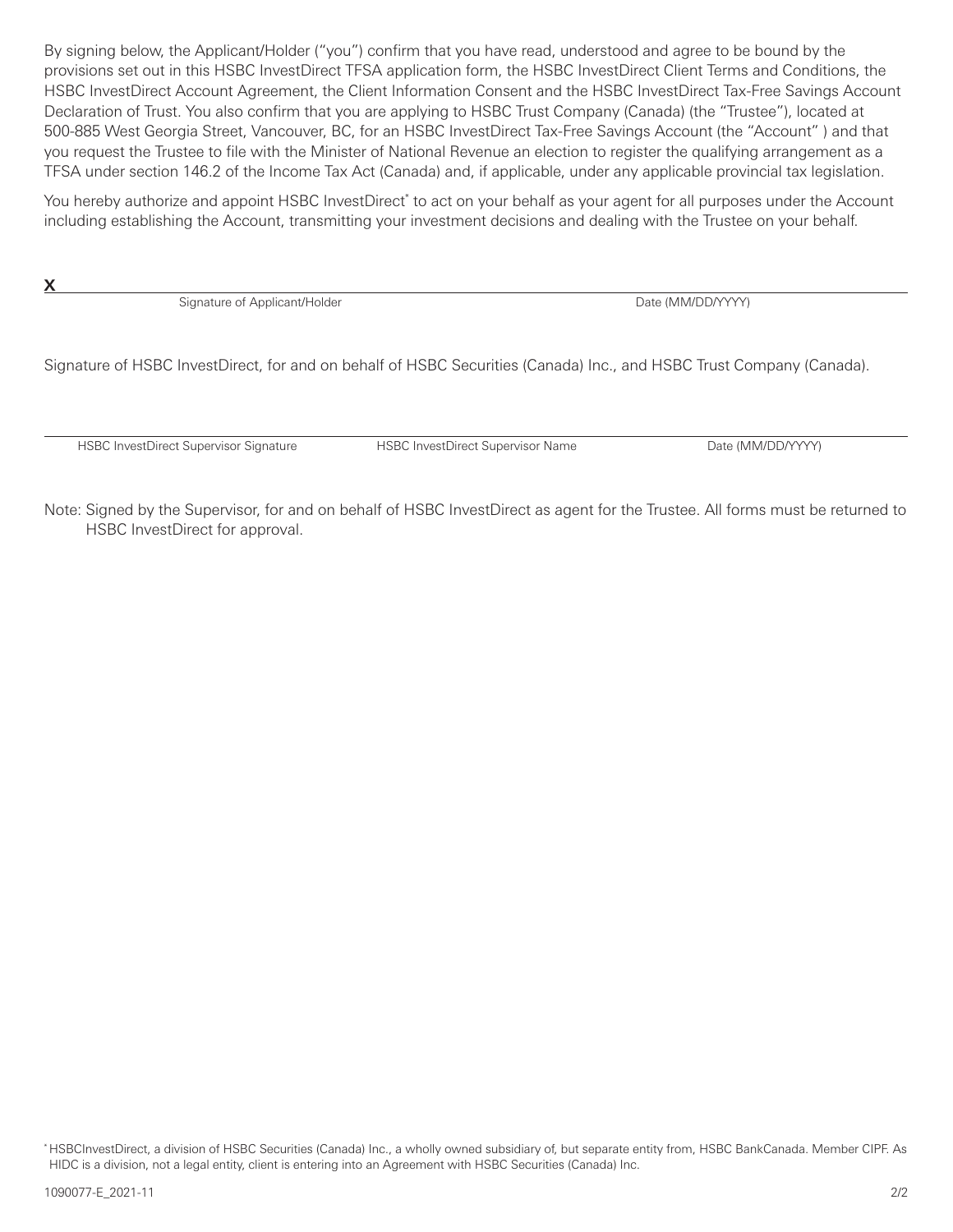By signing below, the Applicant/Holder ("you") confirm that you have read, understood and agree to be bound by the provisions set out in this HSBC InvestDirect TFSA application form, the HSBC InvestDirect Client Terms and Conditions, the HSBC InvestDirect Account Agreement, the Client Information Consent and the HSBC InvestDirect Tax-Free Savings Account Declaration of Trust. You also confirm that you are applying to HSBC Trust Company (Canada) (the "Trustee"), located at 500-885 West Georgia Street, Vancouver, BC, for an HSBC InvestDirect Tax-Free Savings Account (the "Account" ) and that you request the Trustee to file with the Minister of National Revenue an election to register the qualifying arrangement as a TFSA under section 146.2 of the Income Tax Act (Canada) and, if applicable, under any applicable provincial tax legislation.

You hereby authorize and appoint HSBC InvestDirect* to act on your behalf as your agent for all purposes under the Account including establishing the Account, transmitting your investment decisions and dealing with the Trustee on your behalf.

**X**

| Signature of Applicant/Holder | Date (MM/DD/YYYY) |
|---|---|

Signature of HSBC InvestDirect, for and on behalf of HSBC Securities (Canada) Inc., and HSBC Trust Company (Canada).

| HSBC InvestDirect Supervisor Signature | HSBC InvestDirect Supervisor Name | Date (MM/DD/YYYY) |
|---|---|---|

Note: Signed by the Supervisor, for and on behalf of HSBC InvestDirect as agent for the Trustee. All forms must be returned to HSBC InvestDirect for approval.

* HSBCInvestDirect, a division of HSBC Securities (Canada) Inc., a wholly owned subsidiary of, but separate entity from, HSBC BankCanada. Member CIPF. As HIDC is a division, not a legal entity, client is entering into an Agreement with HSBC Securities (Canada) Inc.

1090077-E_2021-11